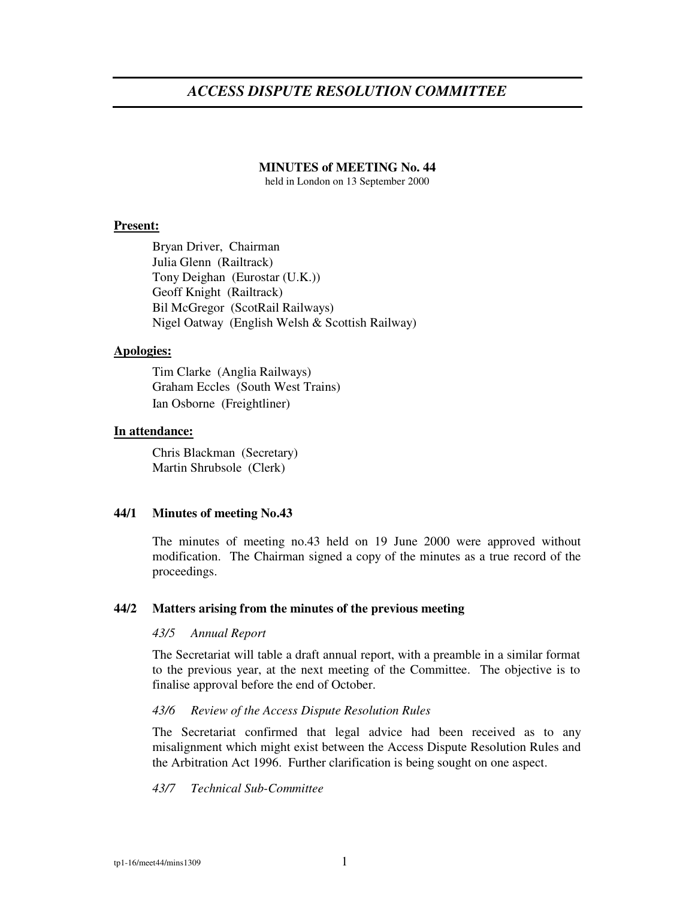# *ACCESS DISPUTE RESOLUTION COMMITTEE*

**MINUTES of MEETING No. 44**

held in London on 13 September 2000

**Present:**

Bryan Driver, Chairman
Julia Glenn (Railtrack)
Tony Deighan (Eurostar (U.K.))
Geoff Knight (Railtrack)
Bil McGregor (ScotRail Railways)
Nigel Oatway (English Welsh & Scottish Railway)

**Apologies:**

Tim Clarke (Anglia Railways)
Graham Eccles (South West Trains)
Ian Osborne (Freightliner)

**In attendance:**

Chris Blackman (Secretary)
Martin Shrubsole (Clerk)

### 44/1 Minutes of meeting No.43

The minutes of meeting no.43 held on 19 June 2000 were approved without modification. The Chairman signed a copy of the minutes as a true record of the proceedings.

### 44/2 Matters arising from the minutes of the previous meeting

*43/5 Annual Report*

The Secretariat will table a draft annual report, with a preamble in a similar format to the previous year, at the next meeting of the Committee. The objective is to finalise approval before the end of October.

*43/6 Review of the Access Dispute Resolution Rules*

The Secretariat confirmed that legal advice had been received as to any misalignment which might exist between the Access Dispute Resolution Rules and the Arbitration Act 1996. Further clarification is being sought on one aspect.

*43/7 Technical Sub-Committee*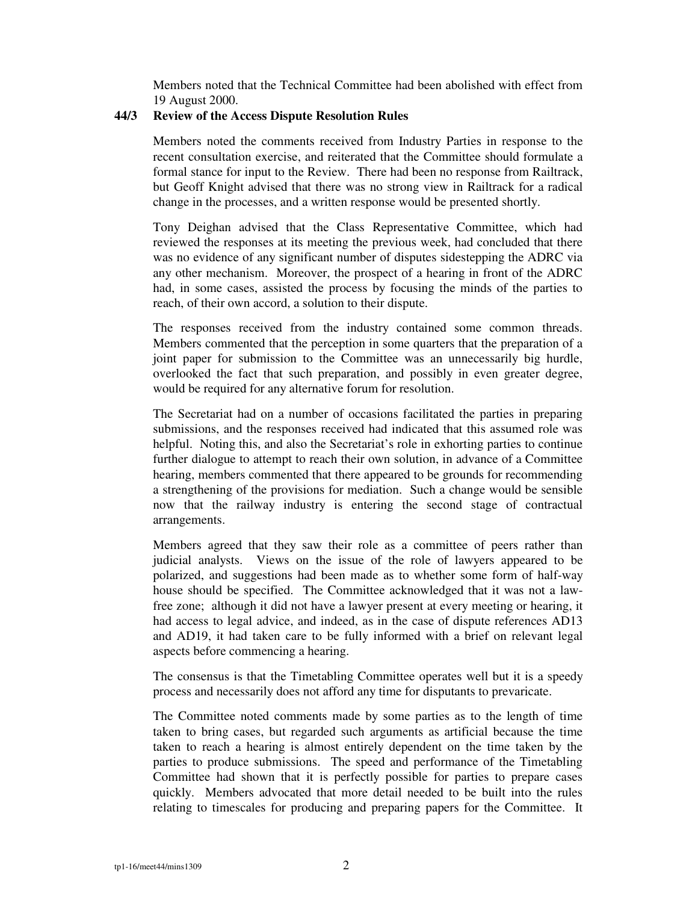Members noted that the Technical Committee had been abolished with effect from 19 August 2000.

**44/3 Review of the Access Dispute Resolution Rules**

Members noted the comments received from Industry Parties in response to the recent consultation exercise, and reiterated that the Committee should formulate a formal stance for input to the Review. There had been no response from Railtrack, but Geoff Knight advised that there was no strong view in Railtrack for a radical change in the processes, and a written response would be presented shortly.

Tony Deighan advised that the Class Representative Committee, which had reviewed the responses at its meeting the previous week, had concluded that there was no evidence of any significant number of disputes sidestepping the ADRC via any other mechanism. Moreover, the prospect of a hearing in front of the ADRC had, in some cases, assisted the process by focusing the minds of the parties to reach, of their own accord, a solution to their dispute.

The responses received from the industry contained some common threads. Members commented that the perception in some quarters that the preparation of a joint paper for submission to the Committee was an unnecessarily big hurdle, overlooked the fact that such preparation, and possibly in even greater degree, would be required for any alternative forum for resolution.

The Secretariat had on a number of occasions facilitated the parties in preparing submissions, and the responses received had indicated that this assumed role was helpful. Noting this, and also the Secretariat's role in exhorting parties to continue further dialogue to attempt to reach their own solution, in advance of a Committee hearing, members commented that there appeared to be grounds for recommending a strengthening of the provisions for mediation. Such a change would be sensible now that the railway industry is entering the second stage of contractual arrangements.

Members agreed that they saw their role as a committee of peers rather than judicial analysts. Views on the issue of the role of lawyers appeared to be polarized, and suggestions had been made as to whether some form of half-way house should be specified. The Committee acknowledged that it was not a law-free zone; although it did not have a lawyer present at every meeting or hearing, it had access to legal advice, and indeed, as in the case of dispute references AD13 and AD19, it had taken care to be fully informed with a brief on relevant legal aspects before commencing a hearing.

The consensus is that the Timetabling Committee operates well but it is a speedy process and necessarily does not afford any time for disputants to prevaricate.

The Committee noted comments made by some parties as to the length of time taken to bring cases, but regarded such arguments as artificial because the time taken to reach a hearing is almost entirely dependent on the time taken by the parties to produce submissions. The speed and performance of the Timetabling Committee had shown that it is perfectly possible for parties to prepare cases quickly. Members advocated that more detail needed to be built into the rules relating to timescales for producing and preparing papers for the Committee. It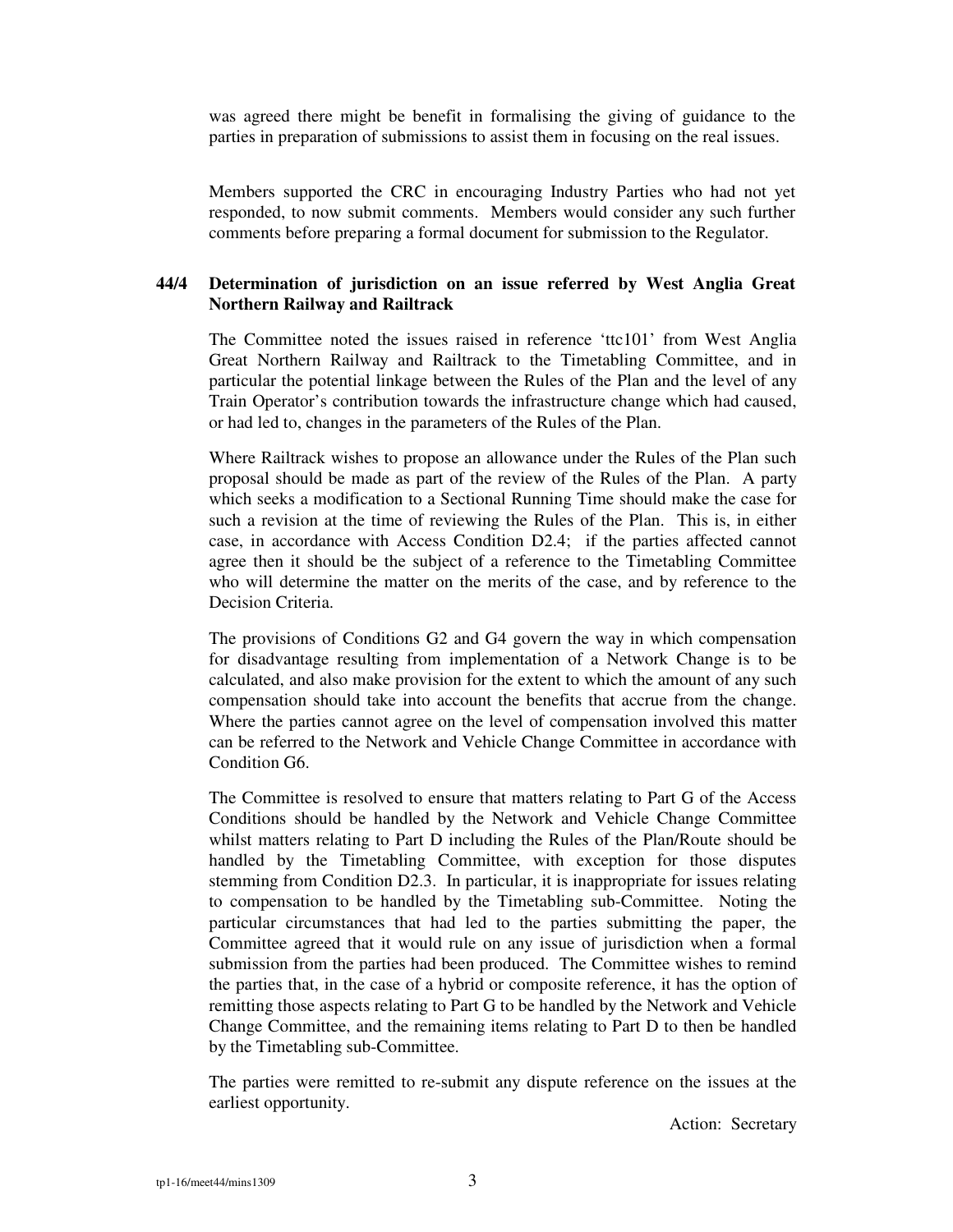was agreed there might be benefit in formalising the giving of guidance to the parties in preparation of submissions to assist them in focusing on the real issues.

Members supported the CRC in encouraging Industry Parties who had not yet responded, to now submit comments. Members would consider any such further comments before preparing a formal document for submission to the Regulator.

**44/4 Determination of jurisdiction on an issue referred by West Anglia Great Northern Railway and Railtrack**

The Committee noted the issues raised in reference 'ttc101' from West Anglia Great Northern Railway and Railtrack to the Timetabling Committee, and in particular the potential linkage between the Rules of the Plan and the level of any Train Operator's contribution towards the infrastructure change which had caused, or had led to, changes in the parameters of the Rules of the Plan.

Where Railtrack wishes to propose an allowance under the Rules of the Plan such proposal should be made as part of the review of the Rules of the Plan. A party which seeks a modification to a Sectional Running Time should make the case for such a revision at the time of reviewing the Rules of the Plan. This is, in either case, in accordance with Access Condition D2.4; if the parties affected cannot agree then it should be the subject of a reference to the Timetabling Committee who will determine the matter on the merits of the case, and by reference to the Decision Criteria.

The provisions of Conditions G2 and G4 govern the way in which compensation for disadvantage resulting from implementation of a Network Change is to be calculated, and also make provision for the extent to which the amount of any such compensation should take into account the benefits that accrue from the change. Where the parties cannot agree on the level of compensation involved this matter can be referred to the Network and Vehicle Change Committee in accordance with Condition G6.

The Committee is resolved to ensure that matters relating to Part G of the Access Conditions should be handled by the Network and Vehicle Change Committee whilst matters relating to Part D including the Rules of the Plan/Route should be handled by the Timetabling Committee, with exception for those disputes stemming from Condition D2.3. In particular, it is inappropriate for issues relating to compensation to be handled by the Timetabling sub-Committee. Noting the particular circumstances that had led to the parties submitting the paper, the Committee agreed that it would rule on any issue of jurisdiction when a formal submission from the parties had been produced. The Committee wishes to remind the parties that, in the case of a hybrid or composite reference, it has the option of remitting those aspects relating to Part G to be handled by the Network and Vehicle Change Committee, and the remaining items relating to Part D to then be handled by the Timetabling sub-Committee.

The parties were remitted to re-submit any dispute reference on the issues at the earliest opportunity.

Action: Secretary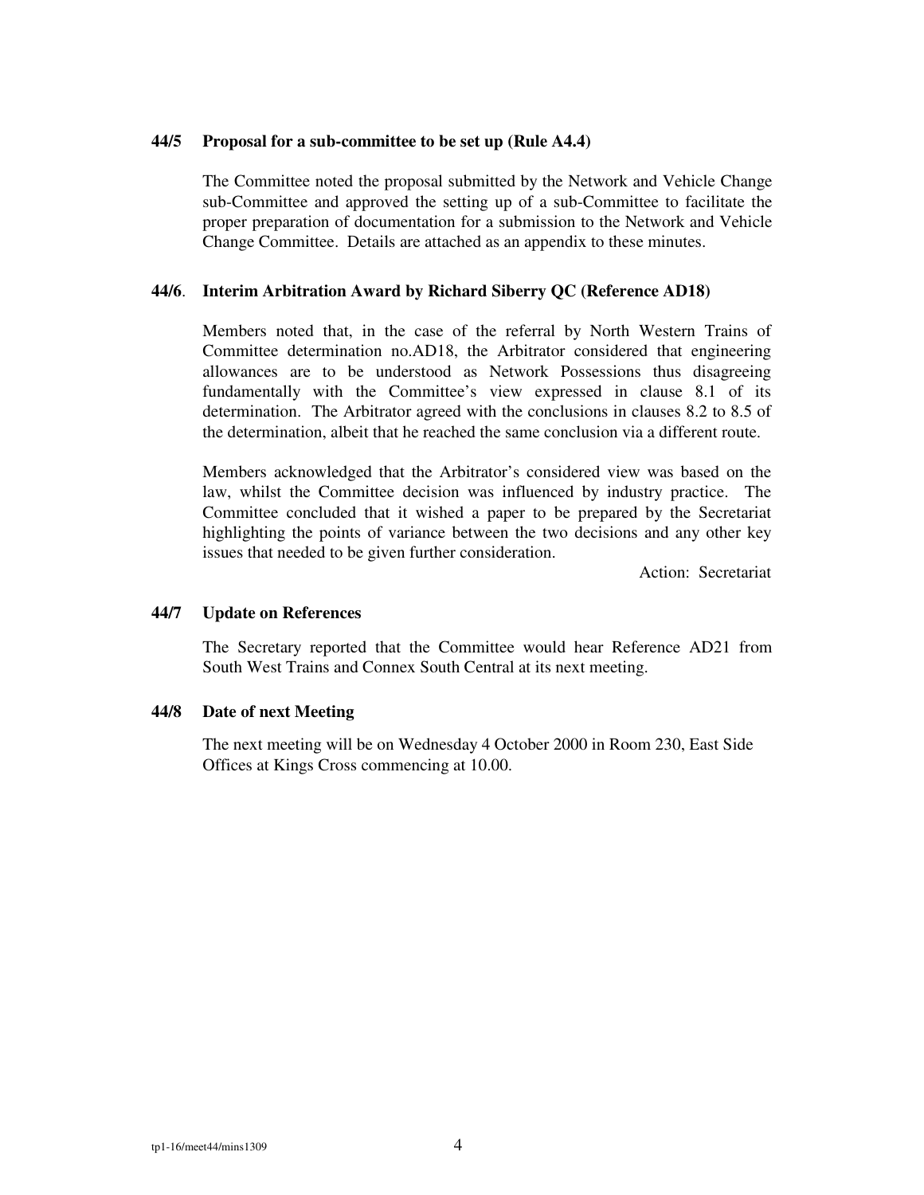**44/5 Proposal for a sub-committee to be set up (Rule A4.4)**

The Committee noted the proposal submitted by the Network and Vehicle Change sub-Committee and approved the setting up of a sub-Committee to facilitate the proper preparation of documentation for a submission to the Network and Vehicle Change Committee. Details are attached as an appendix to these minutes.

**44/6. Interim Arbitration Award by Richard Siberry QC (Reference AD18)**

Members noted that, in the case of the referral by North Western Trains of Committee determination no.AD18, the Arbitrator considered that engineering allowances are to be understood as Network Possessions thus disagreeing fundamentally with the Committee's view expressed in clause 8.1 of its determination. The Arbitrator agreed with the conclusions in clauses 8.2 to 8.5 of the determination, albeit that he reached the same conclusion via a different route.

Members acknowledged that the Arbitrator's considered view was based on the law, whilst the Committee decision was influenced by industry practice. The Committee concluded that it wished a paper to be prepared by the Secretariat highlighting the points of variance between the two decisions and any other key issues that needed to be given further consideration.

Action: Secretariat

**44/7 Update on References**

The Secretary reported that the Committee would hear Reference AD21 from South West Trains and Connex South Central at its next meeting.

**44/8 Date of next Meeting**

The next meeting will be on Wednesday 4 October 2000 in Room 230, East Side Offices at Kings Cross commencing at 10.00.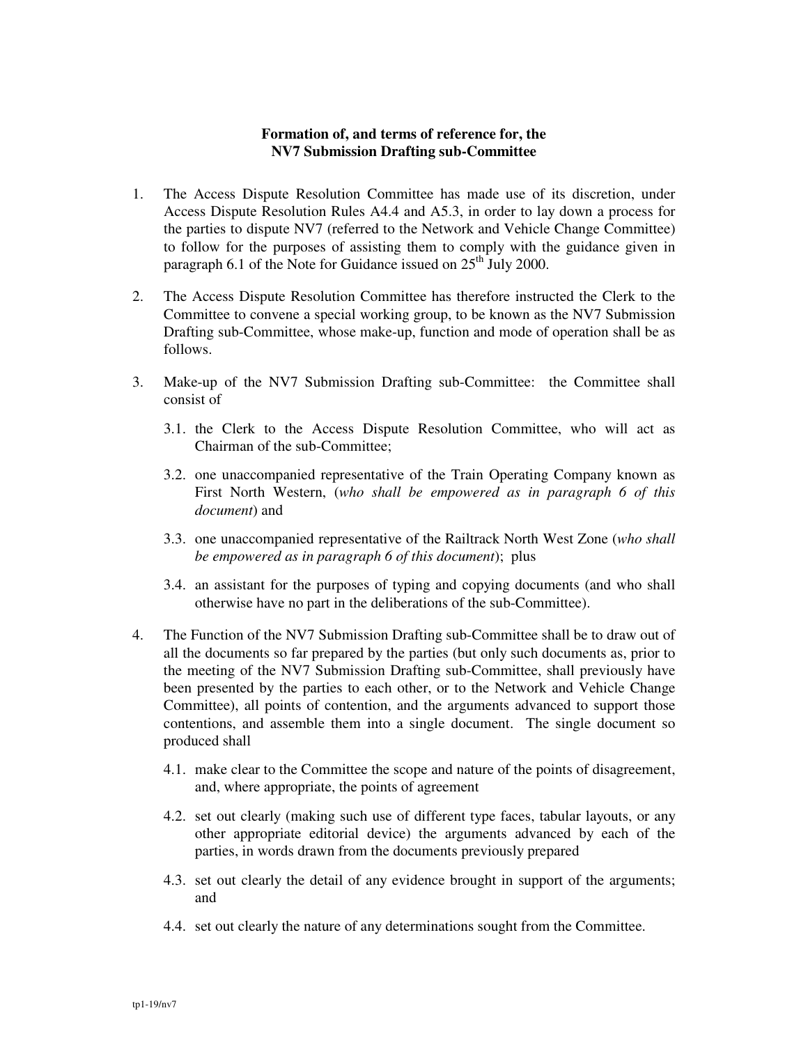**Formation of, and terms of reference for, the NV7 Submission Drafting sub-Committee**

1. The Access Dispute Resolution Committee has made use of its discretion, under Access Dispute Resolution Rules A4.4 and A5.3, in order to lay down a process for the parties to dispute NV7 (referred to the Network and Vehicle Change Committee) to follow for the purposes of assisting them to comply with the guidance given in paragraph 6.1 of the Note for Guidance issued on 25th July 2000.

2. The Access Dispute Resolution Committee has therefore instructed the Clerk to the Committee to convene a special working group, to be known as the NV7 Submission Drafting sub-Committee, whose make-up, function and mode of operation shall be as follows.

3. Make-up of the NV7 Submission Drafting sub-Committee: the Committee shall consist of

   3.1. the Clerk to the Access Dispute Resolution Committee, who will act as Chairman of the sub-Committee;

   3.2. one unaccompanied representative of the Train Operating Company known as First North Western, (*who shall be empowered as in paragraph 6 of this document*) and

   3.3. one unaccompanied representative of the Railtrack North West Zone (*who shall be empowered as in paragraph 6 of this document*); plus

   3.4. an assistant for the purposes of typing and copying documents (and who shall otherwise have no part in the deliberations of the sub-Committee).

4. The Function of the NV7 Submission Drafting sub-Committee shall be to draw out of all the documents so far prepared by the parties (but only such documents as, prior to the meeting of the NV7 Submission Drafting sub-Committee, shall previously have been presented by the parties to each other, or to the Network and Vehicle Change Committee), all points of contention, and the arguments advanced to support those contentions, and assemble them into a single document. The single document so produced shall

   4.1. make clear to the Committee the scope and nature of the points of disagreement, and, where appropriate, the points of agreement

   4.2. set out clearly (making such use of different type faces, tabular layouts, or any other appropriate editorial device) the arguments advanced by each of the parties, in words drawn from the documents previously prepared

   4.3. set out clearly the detail of any evidence brought in support of the arguments; and

   4.4. set out clearly the nature of any determinations sought from the Committee.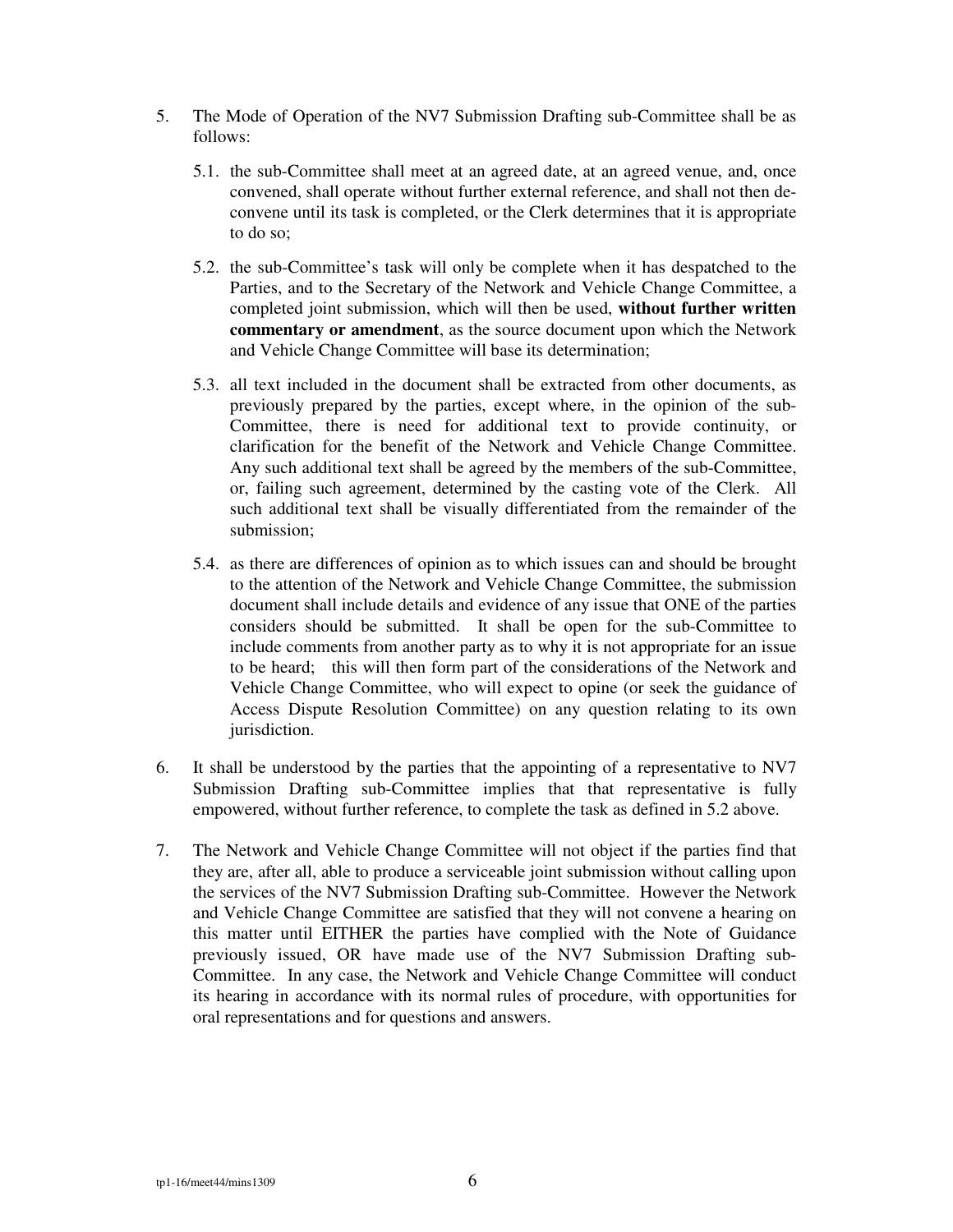5. The Mode of Operation of the NV7 Submission Drafting sub-Committee shall be as follows:

   5.1. the sub-Committee shall meet at an agreed date, at an agreed venue, and, once convened, shall operate without further external reference, and shall not then de-convene until its task is completed, or the Clerk determines that it is appropriate to do so;

   5.2. the sub-Committee's task will only be complete when it has despatched to the Parties, and to the Secretary of the Network and Vehicle Change Committee, a completed joint submission, which will then be used, **without further written commentary or amendment**, as the source document upon which the Network and Vehicle Change Committee will base its determination;

   5.3. all text included in the document shall be extracted from other documents, as previously prepared by the parties, except where, in the opinion of the sub-Committee, there is need for additional text to provide continuity, or clarification for the benefit of the Network and Vehicle Change Committee. Any such additional text shall be agreed by the members of the sub-Committee, or, failing such agreement, determined by the casting vote of the Clerk. All such additional text shall be visually differentiated from the remainder of the submission;

   5.4. as there are differences of opinion as to which issues can and should be brought to the attention of the Network and Vehicle Change Committee, the submission document shall include details and evidence of any issue that ONE of the parties considers should be submitted. It shall be open for the sub-Committee to include comments from another party as to why it is not appropriate for an issue to be heard; this will then form part of the considerations of the Network and Vehicle Change Committee, who will expect to opine (or seek the guidance of Access Dispute Resolution Committee) on any question relating to its own jurisdiction.

6. It shall be understood by the parties that the appointing of a representative to NV7 Submission Drafting sub-Committee implies that that representative is fully empowered, without further reference, to complete the task as defined in 5.2 above.

7. The Network and Vehicle Change Committee will not object if the parties find that they are, after all, able to produce a serviceable joint submission without calling upon the services of the NV7 Submission Drafting sub-Committee. However the Network and Vehicle Change Committee are satisfied that they will not convene a hearing on this matter until EITHER the parties have complied with the Note of Guidance previously issued, OR have made use of the NV7 Submission Drafting sub-Committee. In any case, the Network and Vehicle Change Committee will conduct its hearing in accordance with its normal rules of procedure, with opportunities for oral representations and for questions and answers.